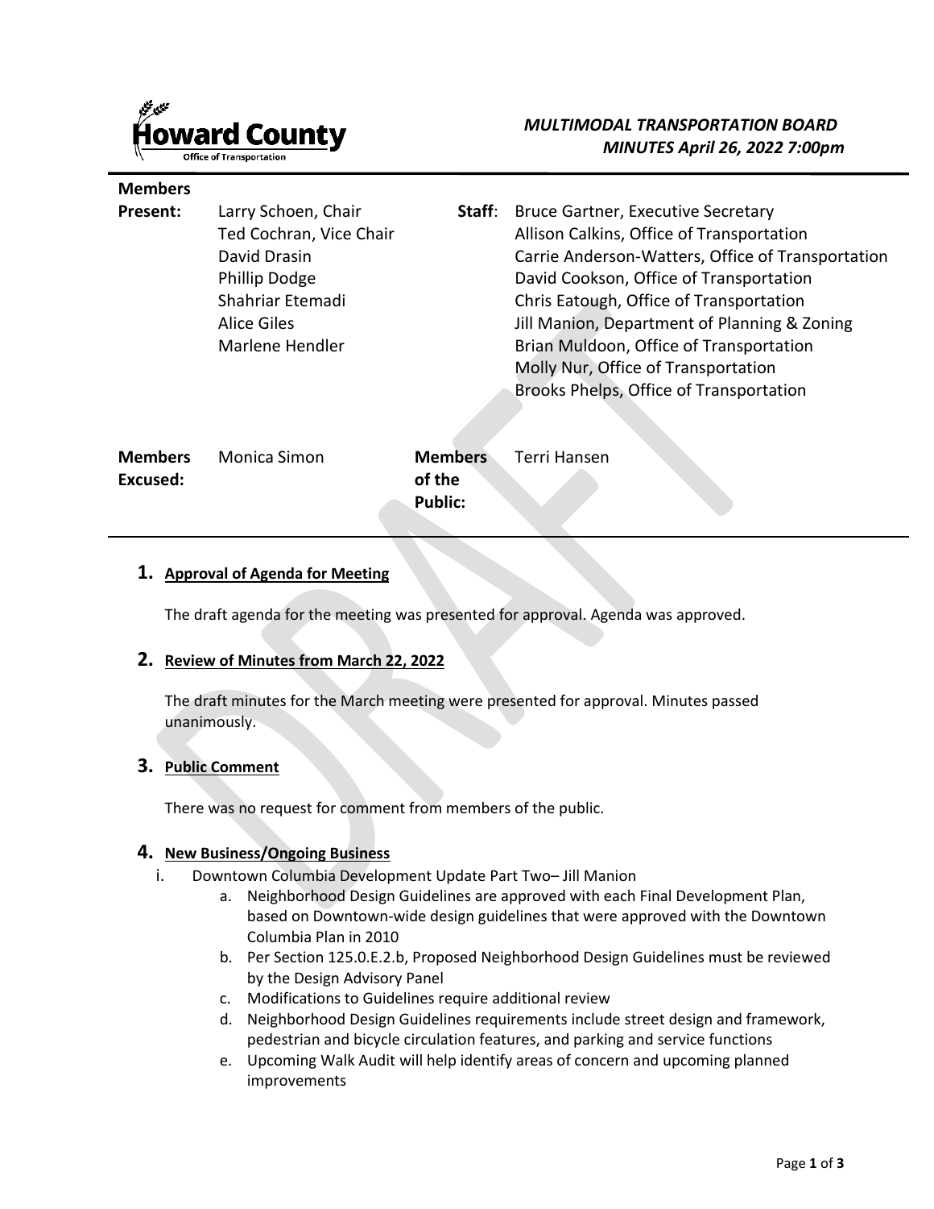Howard County
Office of Transportation

# *MULTIMODAL TRANSPORTATION BOARD*
## *MINUTES April 26, 2022 7:00pm*

| | | | |
|---|---|---|---|
| **Members Present:** | Larry Schoen, Chair<br>Ted Cochran, Vice Chair<br>David Drasin<br>Phillip Dodge<br>Shahriar Etemadi<br>Alice Giles<br>Marlene Hendler | **Staff**: | Bruce Gartner, Executive Secretary<br>Allison Calkins, Office of Transportation<br>Carrie Anderson-Watters, Office of Transportation<br>David Cookson, Office of Transportation<br>Chris Eatough, Office of Transportation<br>Jill Manion, Department of Planning & Zoning<br>Brian Muldoon, Office of Transportation<br>Molly Nur, Office of Transportation<br>Brooks Phelps, Office of Transportation |
| **Members Excused:** | Monica Simon | **Members of the Public:** | Terri Hansen |

### 1. Approval of Agenda for Meeting

The draft agenda for the meeting was presented for approval. Agenda was approved.

### 2. Review of Minutes from March 22, 2022

The draft minutes for the March meeting were presented for approval. Minutes passed unanimously.

### 3. Public Comment

There was no request for comment from members of the public.

### 4. New Business/Ongoing Business

i. Downtown Columbia Development Update Part Two– Jill Manion
   a. Neighborhood Design Guidelines are approved with each Final Development Plan, based on Downtown-wide design guidelines that were approved with the Downtown Columbia Plan in 2010
   b. Per Section 125.0.E.2.b, Proposed Neighborhood Design Guidelines must be reviewed by the Design Advisory Panel
   c. Modifications to Guidelines require additional review
   d. Neighborhood Design Guidelines requirements include street design and framework, pedestrian and bicycle circulation features, and parking and service functions
   e. Upcoming Walk Audit will help identify areas of concern and upcoming planned improvements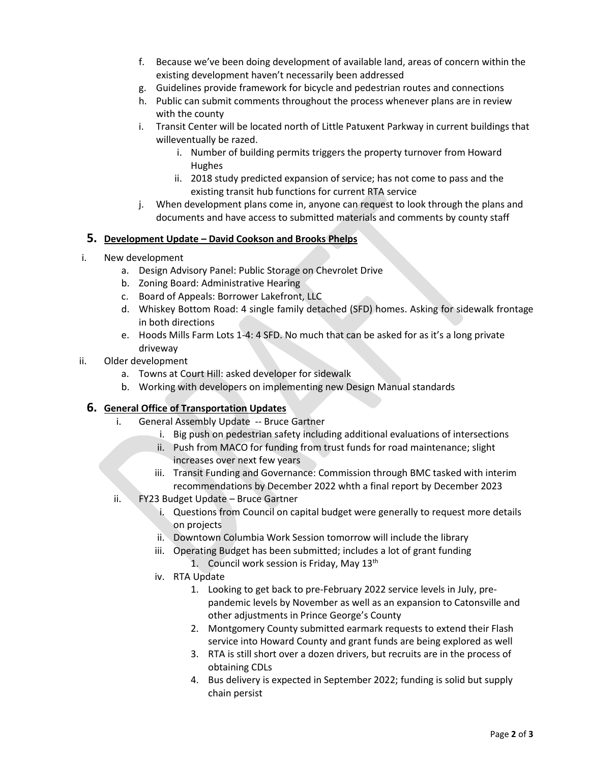f. Because we've been doing development of available land, areas of concern within the existing development haven't necessarily been addressed
g. Guidelines provide framework for bicycle and pedestrian routes and connections
h. Public can submit comments throughout the process whenever plans are in review with the county
i. Transit Center will be located north of Little Patuxent Parkway in current buildings that willeventually be razed.
    i. Number of building permits triggers the property turnover from Howard Hughes
    ii. 2018 study predicted expansion of service; has not come to pass and the existing transit hub functions for current RTA service
j. When development plans come in, anyone can request to look through the plans and documents and have access to submitted materials and comments by county staff

## 5. <u>Development Update – David Cookson and Brooks Phelps</u>

i. New development
    a. Design Advisory Panel: Public Storage on Chevrolet Drive
    b. Zoning Board: Administrative Hearing
    c. Board of Appeals: Borrower Lakefront, LLC
    d. Whiskey Bottom Road: 4 single family detached (SFD) homes. Asking for sidewalk frontage in both directions
    e. Hoods Mills Farm Lots 1-4: 4 SFD. No much that can be asked for as it's a long private driveway
ii. Older development
    a. Towns at Court Hill: asked developer for sidewalk
    b. Working with developers on implementing new Design Manual standards

## 6. <u>General Office of Transportation Updates</u>

i. General Assembly Update -- Bruce Gartner
    i. Big push on pedestrian safety including additional evaluations of intersections
    ii. Push from MACO for funding from trust funds for road maintenance; slight increases over next few years
    iii. Transit Funding and Governance: Commission through BMC tasked with interim recommendations by December 2022 whth a final report by December 2023
ii. FY23 Budget Update – Bruce Gartner
    i. Questions from Council on capital budget were generally to request more details on projects
    ii. Downtown Columbia Work Session tomorrow will include the library
    iii. Operating Budget has been submitted; includes a lot of grant funding
        1. Council work session is Friday, May 13th
    iv. RTA Update
        1. Looking to get back to pre-February 2022 service levels in July, pre-pandemic levels by November as well as an expansion to Catonsville and other adjustments in Prince George's County
        2. Montgomery County submitted earmark requests to extend their Flash service into Howard County and grant funds are being explored as well
        3. RTA is still short over a dozen drivers, but recruits are in the process of obtaining CDLs
        4. Bus delivery is expected in September 2022; funding is solid but supply chain persist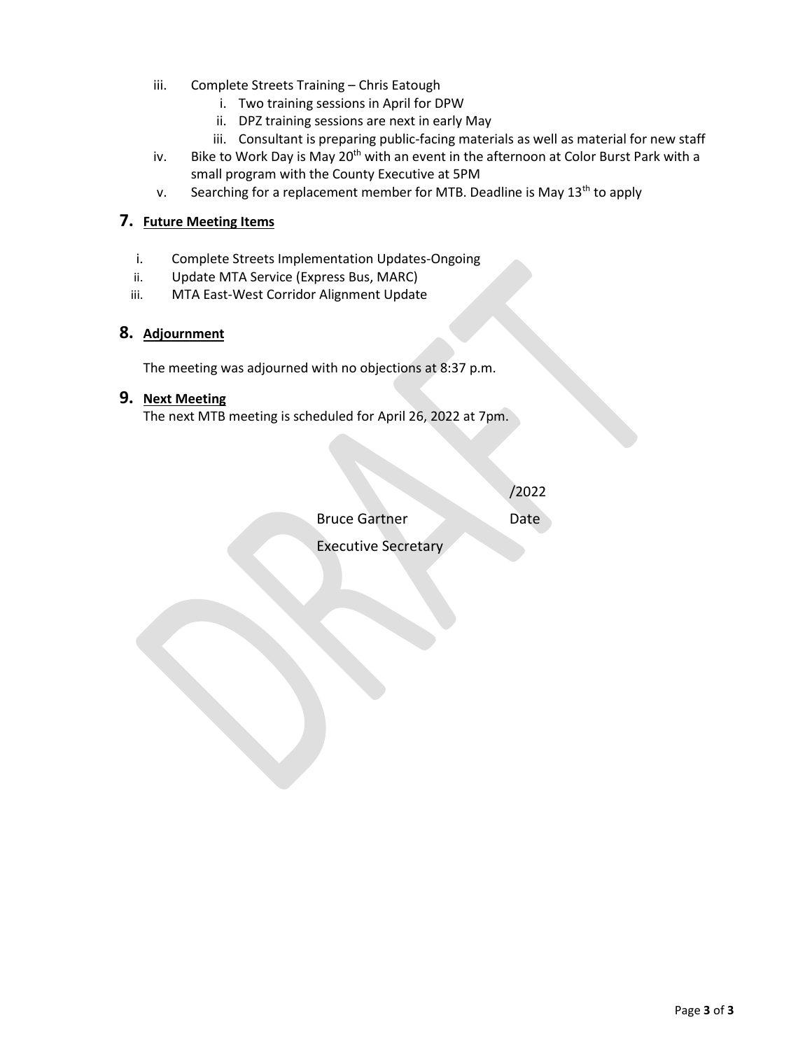iii. Complete Streets Training – Chris Eatough
   i. Two training sessions in April for DPW
   ii. DPZ training sessions are next in early May
   iii. Consultant is preparing public-facing materials as well as material for new staff

iv. Bike to Work Day is May 20th with an event in the afternoon at Color Burst Park with a small program with the County Executive at 5PM

v. Searching for a replacement member for MTB. Deadline is May 13th to apply

## 7. Future Meeting Items

i. Complete Streets Implementation Updates-Ongoing

ii. Update MTA Service (Express Bus, MARC)

iii. MTA East-West Corridor Alignment Update

## 8. Adjournment

The meeting was adjourned with no objections at 8:37 p.m.

## 9. Next Meeting

The next MTB meeting is scheduled for April 26, 2022 at 7pm.

/2022

Bruce Gartner Date

Executive Secretary

DRAFT